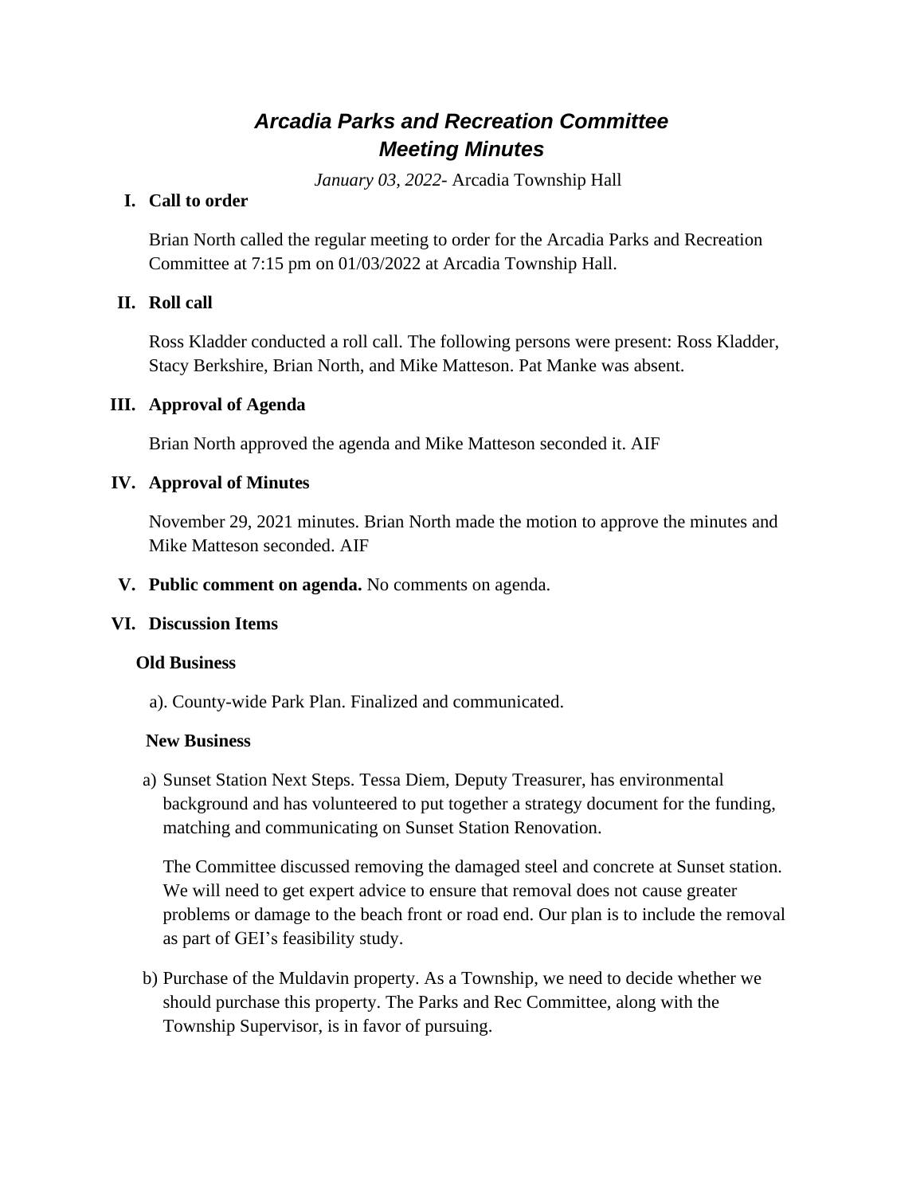# *Arcadia Parks and Recreation Committee*
# *Meeting Minutes*

*January 03, 2022*- Arcadia Township Hall

## I. Call to order

Brian North called the regular meeting to order for the Arcadia Parks and Recreation Committee at 7:15 pm on 01/03/2022 at Arcadia Township Hall.

## II. Roll call

Ross Kladder conducted a roll call. The following persons were present: Ross Kladder, Stacy Berkshire, Brian North, and Mike Matteson. Pat Manke was absent.

## III. Approval of Agenda

Brian North approved the agenda and Mike Matteson seconded it. AIF

## IV. Approval of Minutes

November 29, 2021 minutes. Brian North made the motion to approve the minutes and Mike Matteson seconded. AIF

## V. Public comment on agenda.

No comments on agenda.

## VI. Discussion Items

**Old Business**

a). County-wide Park Plan. Finalized and communicated.

**New Business**

a) Sunset Station Next Steps. Tessa Diem, Deputy Treasurer, has environmental background and has volunteered to put together a strategy document for the funding, matching and communicating on Sunset Station Renovation.

   The Committee discussed removing the damaged steel and concrete at Sunset station. We will need to get expert advice to ensure that removal does not cause greater problems or damage to the beach front or road end. Our plan is to include the removal as part of GEI's feasibility study.

b) Purchase of the Muldavin property. As a Township, we need to decide whether we should purchase this property. The Parks and Rec Committee, along with the Township Supervisor, is in favor of pursuing.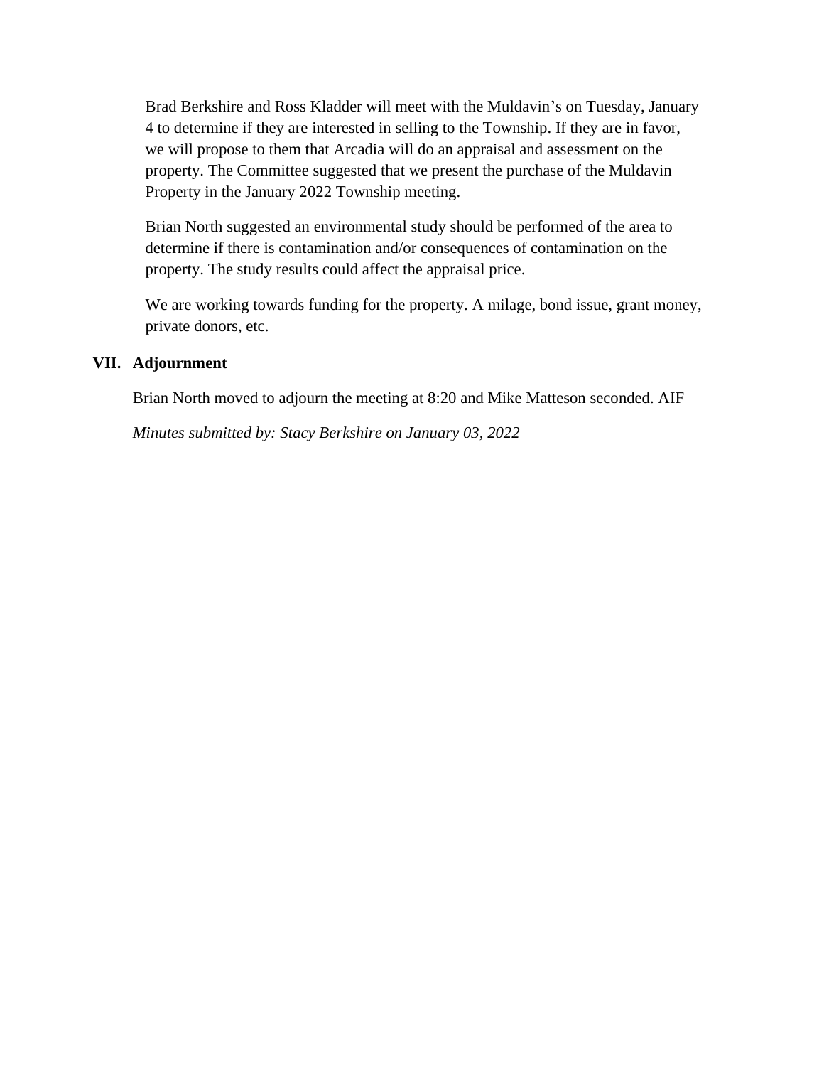Brad Berkshire and Ross Kladder will meet with the Muldavin's on Tuesday, January 4 to determine if they are interested in selling to the Township. If they are in favor, we will propose to them that Arcadia will do an appraisal and assessment on the property. The Committee suggested that we present the purchase of the Muldavin Property in the January 2022 Township meeting.

Brian North suggested an environmental study should be performed of the area to determine if there is contamination and/or consequences of contamination on the property. The study results could affect the appraisal price.

We are working towards funding for the property. A milage, bond issue, grant money, private donors, etc.

## VII. Adjournment

Brian North moved to adjourn the meeting at 8:20 and Mike Matteson seconded. AIF

*Minutes submitted by: Stacy Berkshire on January 03, 2022*